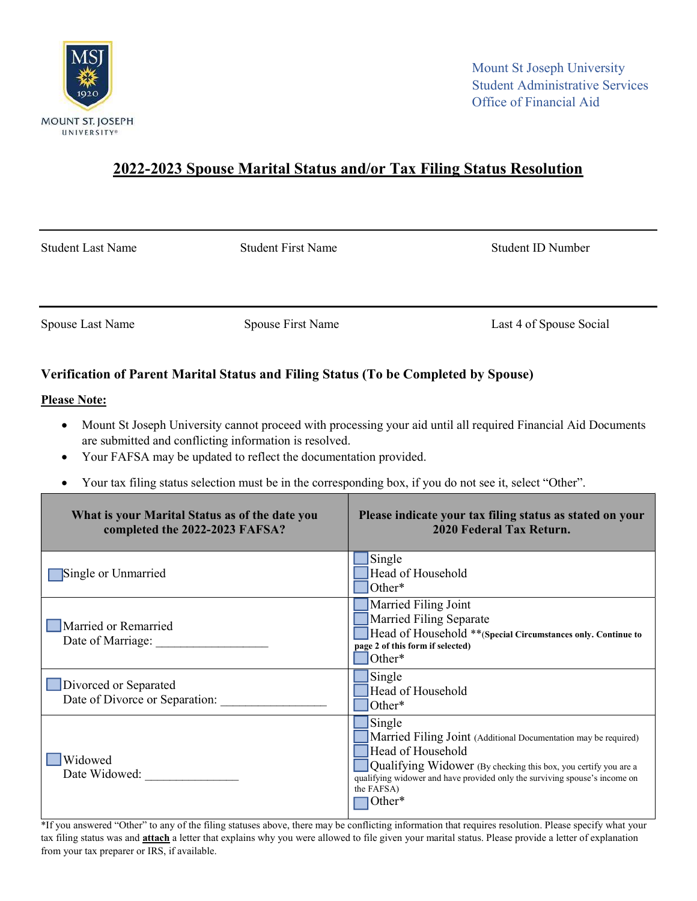Mount St Joseph University
Student Administrative Services
Office of Financial Aid

# 2022-2023 Spouse Marital Status and/or Tax Filing Status Resolution

| Student Last Name | Student First Name | Student ID Number |
|---|---|---|
| | | |

| Spouse Last Name | Spouse First Name | Last 4 of Spouse Social |
|---|---|---|
| | | |

**Verification of Parent Marital Status and Filing Status (To be Completed by Spouse)**

**Please Note:**

- Mount St Joseph University cannot proceed with processing your aid until all required Financial Aid Documents are submitted and conflicting information is resolved.
- Your FAFSA may be updated to reflect the documentation provided.
- Your tax filing status selection must be in the corresponding box, if you do not see it, select "Other".

| What is your Marital Status as of the date you completed the 2022-2023 FAFSA? | Please indicate your tax filing status as stated on your 2020 Federal Tax Return. |
|---|---|
| ☐ Single or Unmarried | ☐ Single<br>☐ Head of Household<br>☐ Other* |
| ☐ Married or Remarried<br>Date of Marriage: __________________ | ☐ Married Filing Joint<br>☐ Married Filing Separate<br>☐ Head of Household **(Special Circumstances only. Continue to page 2 of this form if selected)**<br>☐ Other* |
| ☐ Divorced or Separated<br>Date of Divorce or Separation: ________________ | ☐ Single<br>☐ Head of Household<br>☐ Other* |
| ☐ Widowed<br>Date Widowed: _______________ | ☐ Single<br>☐ Married Filing Joint (Additional Documentation may be required)<br>☐ Head of Household<br>☐ Qualifying Widower (By checking this box, you certify you are a qualifying widower and have provided only the surviving spouse's income on the FAFSA)<br>☐ Other* |

*If you answered "Other" to any of the filing statuses above, there may be conflicting information that requires resolution. Please specify what your tax filing status was and **attach** a letter that explains why you were allowed to file given your marital status. Please provide a letter of explanation from your tax preparer or IRS, if available.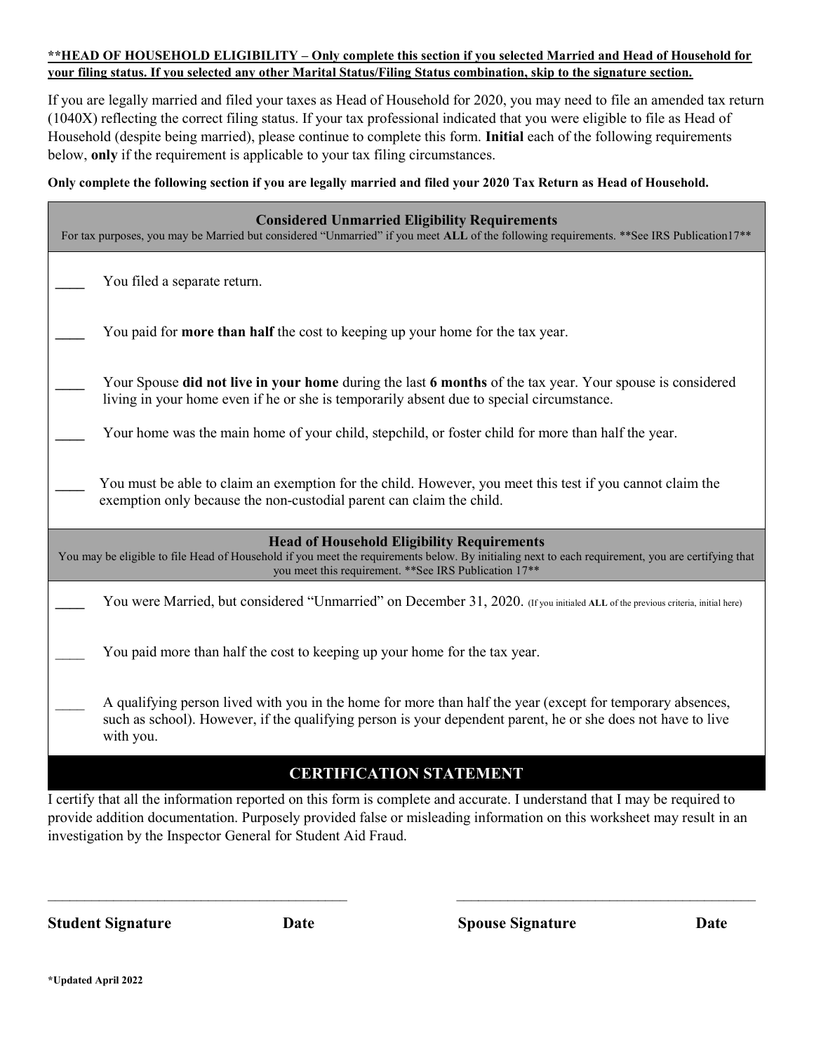**\*\*HEAD OF HOUSEHOLD ELIGIBILITY – Only complete this section if you selected Married and Head of Household for your filing status. If you selected any other Marital Status/Filing Status combination, skip to the signature section.**

If you are legally married and filed your taxes as Head of Household for 2020, you may need to file an amended tax return (1040X) reflecting the correct filing status. If your tax professional indicated that you were eligible to file as Head of Household (despite being married), please continue to complete this form. **Initial** each of the following requirements below, **only** if the requirement is applicable to your tax filing circumstances.

**Only complete the following section if you are legally married and filed your 2020 Tax Return as Head of Household.**

| | |
|---|---|
| | **Considered Unmarried Eligibility Requirements**<br>For tax purposes, you may be Married but considered "Unmarried" if you meet **ALL** of the following requirements. \*\*See IRS Publication17\*\* |
| ____ | You filed a separate return. |
| ____ | You paid for **more than half** the cost to keeping up your home for the tax year. |
| ____ | Your Spouse **did not live in your home** during the last **6 months** of the tax year. Your spouse is considered living in your home even if he or she is temporarily absent due to special circumstance. |
| ____ | Your home was the main home of your child, stepchild, or foster child for more than half the year. |
| ____ | You must be able to claim an exemption for the child. However, you meet this test if you cannot claim the exemption only because the non-custodial parent can claim the child. |
| | **Head of Household Eligibility Requirements**<br>You may be eligible to file Head of Household if you meet the requirements below. By initialing next to each requirement, you are certifying that you meet this requirement. \*\*See IRS Publication 17\*\* |
| ____ | You were Married, but considered "Unmarried" on December 31, 2020. (If you initialed **ALL** of the previous criteria, initial here) |
| ____ | You paid more than half the cost to keeping up your home for the tax year. |
| ____ | A qualifying person lived with you in the home for more than half the year (except for temporary absences, such as school). However, if the qualifying person is your dependent parent, he or she does not have to live with you. |

## CERTIFICATION STATEMENT

I certify that all the information reported on this form is complete and accurate. I understand that I may be required to provide addition documentation. Purposely provided false or misleading information on this worksheet may result in an investigation by the Inspector General for Student Aid Fraud.

\_\_\_\_\_\_\_\_\_\_\_\_\_\_\_\_\_\_\_\_\_\_\_\_\_\_\_\_\_\_\_\_\_\_\_\_\_\_\_\_ &nbsp;&nbsp;&nbsp;&nbsp; \_\_\_\_\_\_\_\_\_\_\_\_\_\_\_\_\_\_\_\_\_\_\_\_\_\_\_\_\_\_\_\_\_\_\_\_\_\_\_\_

**Student Signature** &nbsp;&nbsp;&nbsp;&nbsp; **Date** &nbsp;&nbsp;&nbsp;&nbsp; **Spouse Signature** &nbsp;&nbsp;&nbsp;&nbsp; **Date**

**\*Updated April 2022**